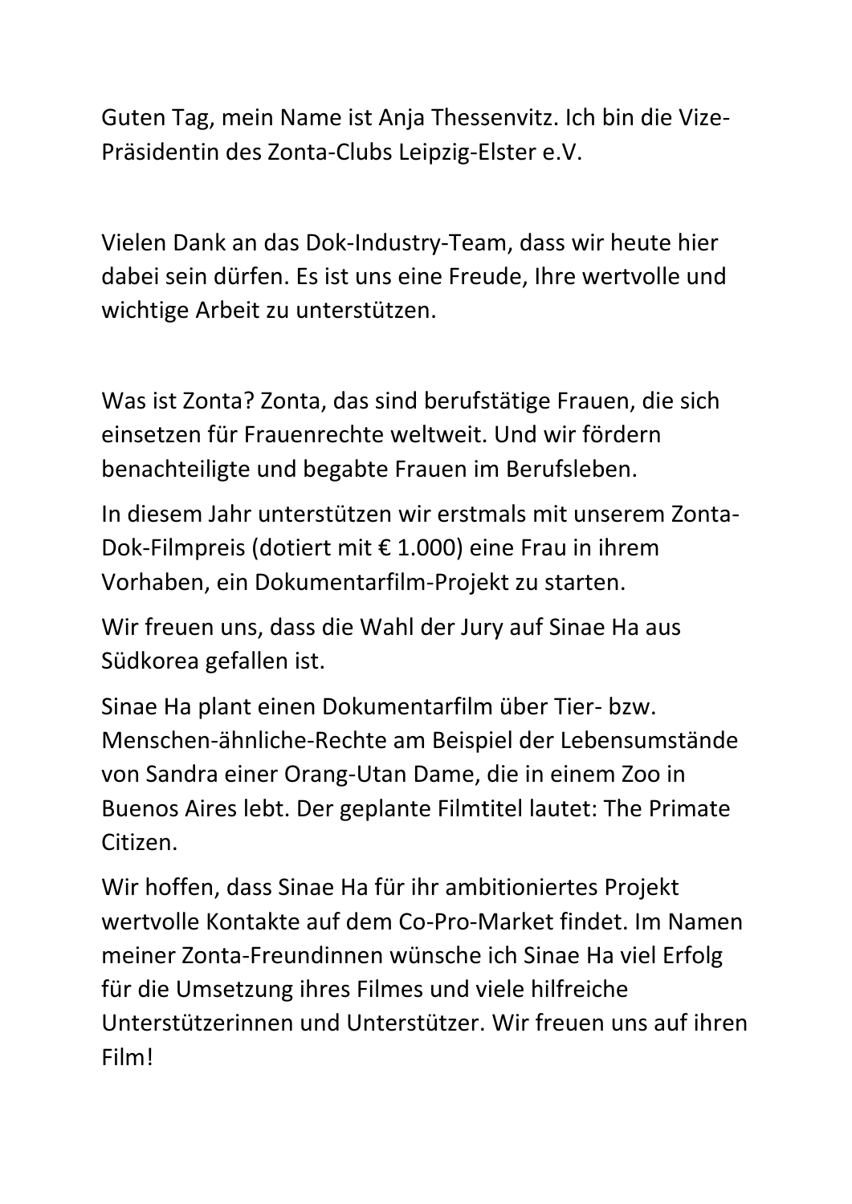Guten Tag, mein Name ist Anja Thessenvitz. Ich bin die Vize-Präsidentin des Zonta-Clubs Leipzig-Elster e.V.

Vielen Dank an das Dok-Industry-Team, dass wir heute hier dabei sein dürfen. Es ist uns eine Freude, Ihre wertvolle und wichtige Arbeit zu unterstützen.

Was ist Zonta? Zonta, das sind berufstätige Frauen, die sich einsetzen für Frauenrechte weltweit. Und wir fördern benachteiligte und begabte Frauen im Berufsleben.

In diesem Jahr unterstützen wir erstmals mit unserem Zonta-Dok-Filmpreis (dotiert mit € 1.000) eine Frau in ihrem Vorhaben, ein Dokumentarfilm-Projekt zu starten.

Wir freuen uns, dass die Wahl der Jury auf Sinae Ha aus Südkorea gefallen ist.

Sinae Ha plant einen Dokumentarfilm über Tier- bzw. Menschen-ähnliche-Rechte am Beispiel der Lebensumstände von Sandra einer Orang-Utan Dame, die in einem Zoo in Buenos Aires lebt. Der geplante Filmtitel lautet: The Primate Citizen.

Wir hoffen, dass Sinae Ha für ihr ambitioniertes Projekt wertvolle Kontakte auf dem Co-Pro-Market findet. Im Namen meiner Zonta-Freundinnen wünsche ich Sinae Ha viel Erfolg für die Umsetzung ihres Filmes und viele hilfreiche Unterstützerinnen und Unterstützer. Wir freuen uns auf ihren Film!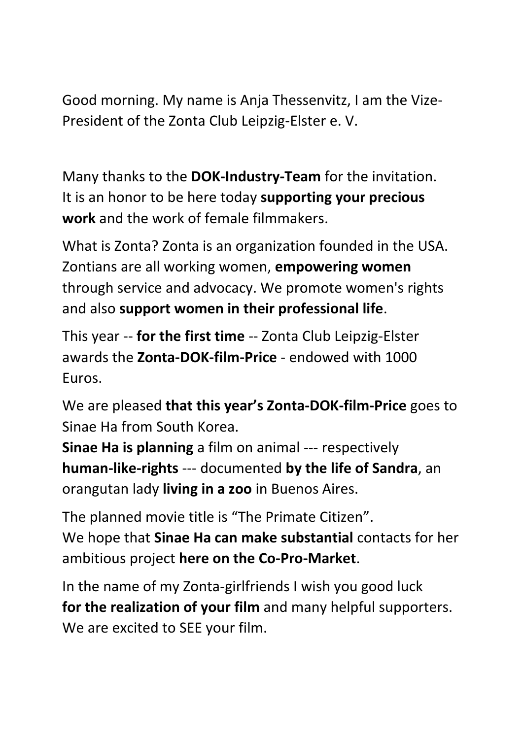Good morning. My name is Anja Thessenvitz, I am the Vize-President of the Zonta Club Leipzig-Elster e. V.

Many thanks to the **DOK-Industry-Team** for the invitation.
It is an honor to be here today **supporting your precious work** and the work of female filmmakers.

What is Zonta? Zonta is an organization founded in the USA. Zontians are all working women, **empowering women** through service and advocacy. We promote women's rights and also **support women in their professional life**.

This year -- **for the first time** -- Zonta Club Leipzig-Elster awards the **Zonta-DOK-film-Price** - endowed with 1000 Euros.

We are pleased **that this year's Zonta-DOK-film-Price** goes to Sinae Ha from South Korea.
**Sinae Ha is planning** a film on animal --- respectively **human-like-rights** --- documented **by the life of Sandra**, an orangutan lady **living in a zoo** in Buenos Aires.

The planned movie title is "The Primate Citizen".
We hope that **Sinae Ha can make substantial** contacts for her ambitious project **here on the Co-Pro-Market**.

In the name of my Zonta-girlfriends I wish you good luck **for the realization of your film** and many helpful supporters. We are excited to SEE your film.